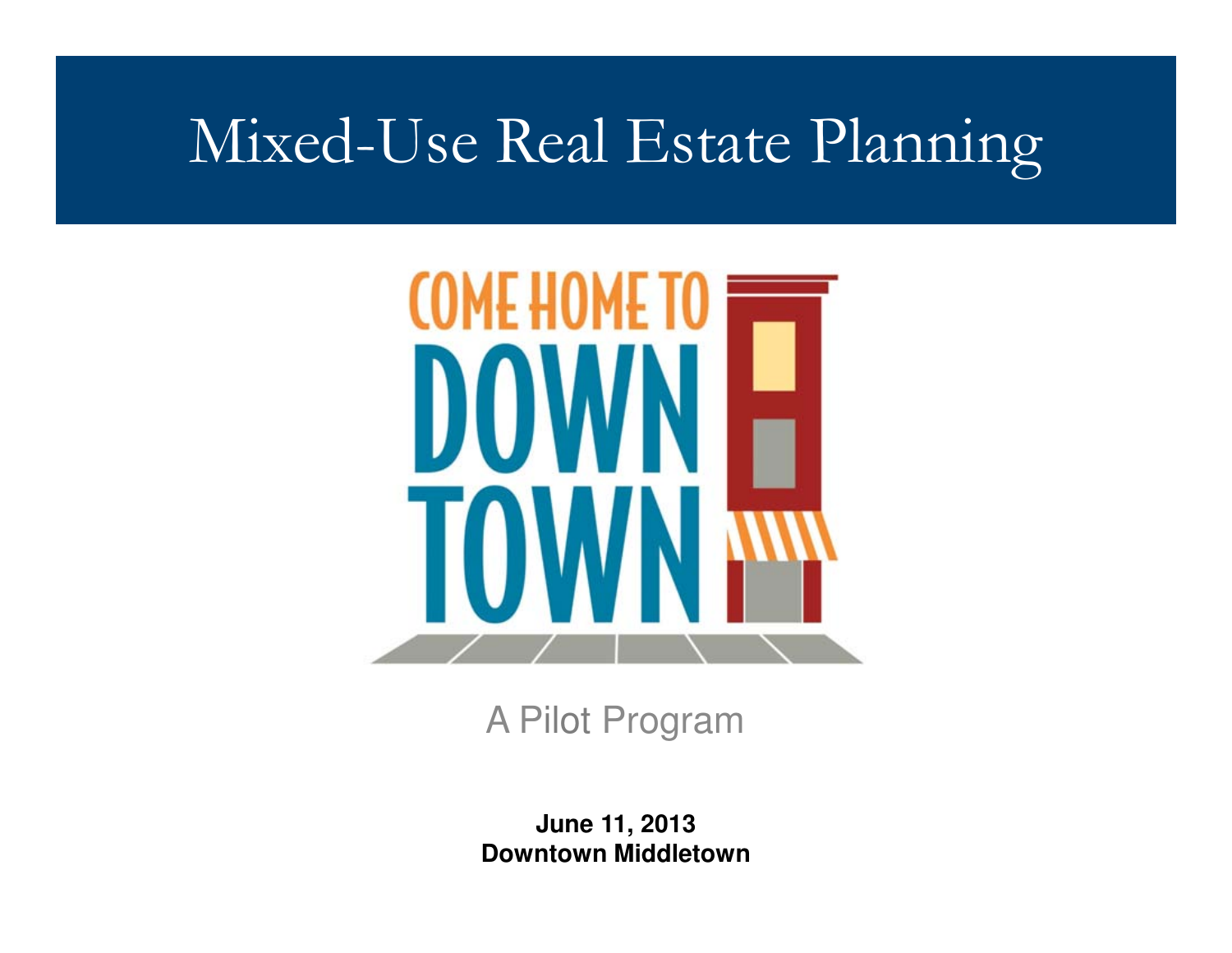# Mixed-Use Real Estate Planning

COME HOME TO DOWNTOWN

A Pilot Program

**June 11, 2013**
**Downtown Middletown**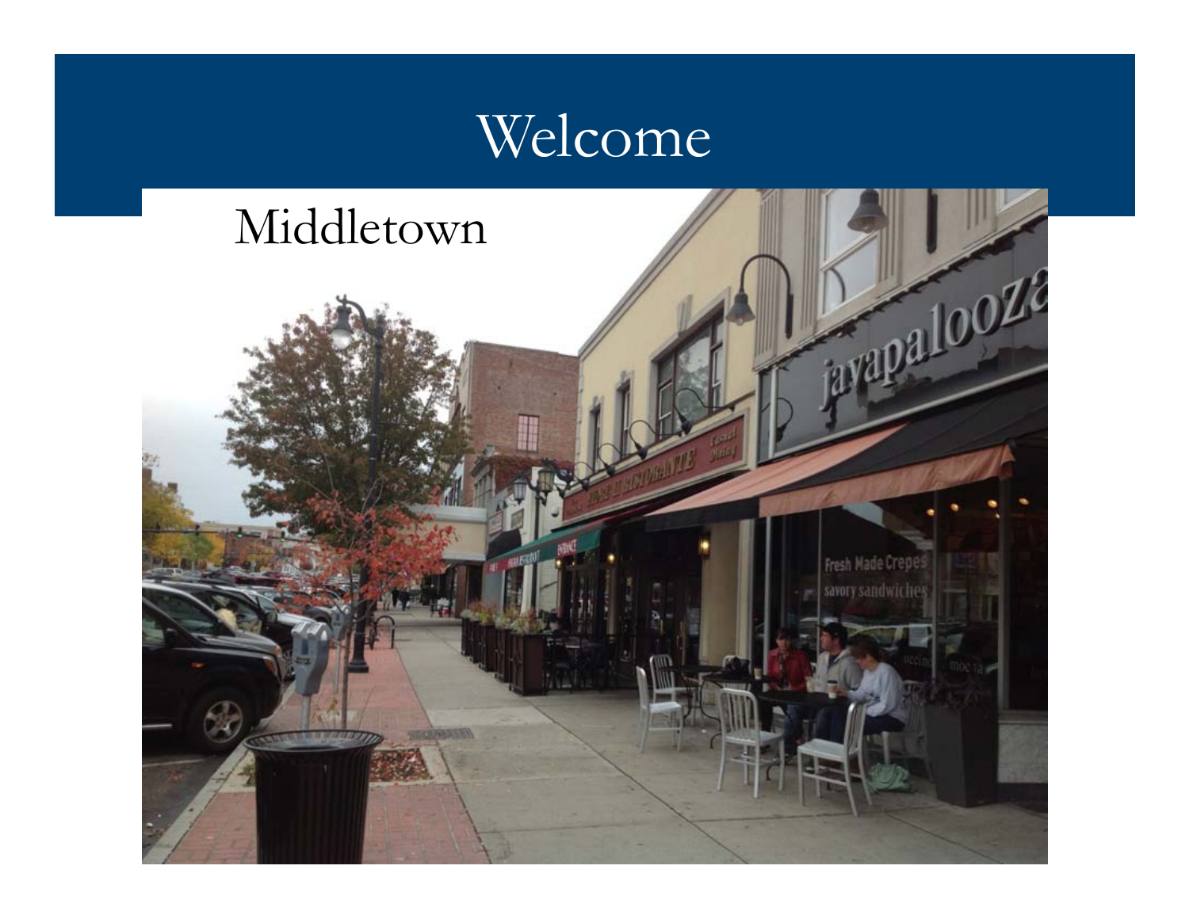# Welcome

Middletown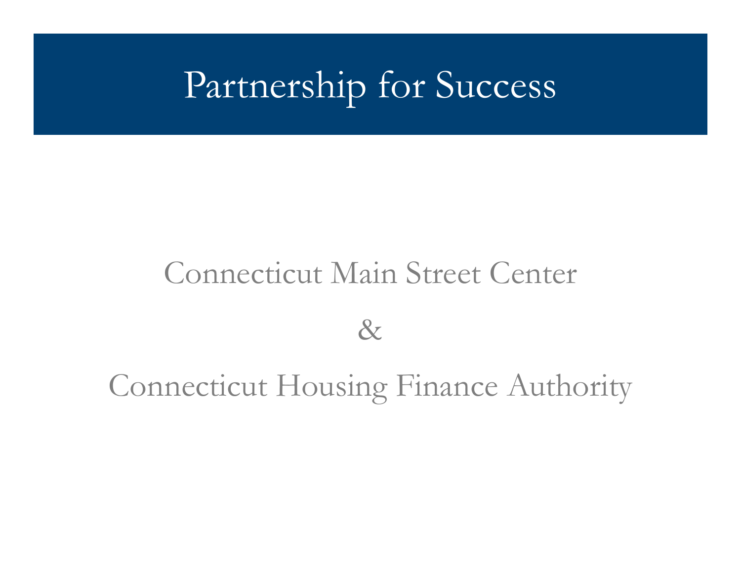# Partnership for Success

Connecticut Main Street Center

&

Connecticut Housing Finance Authority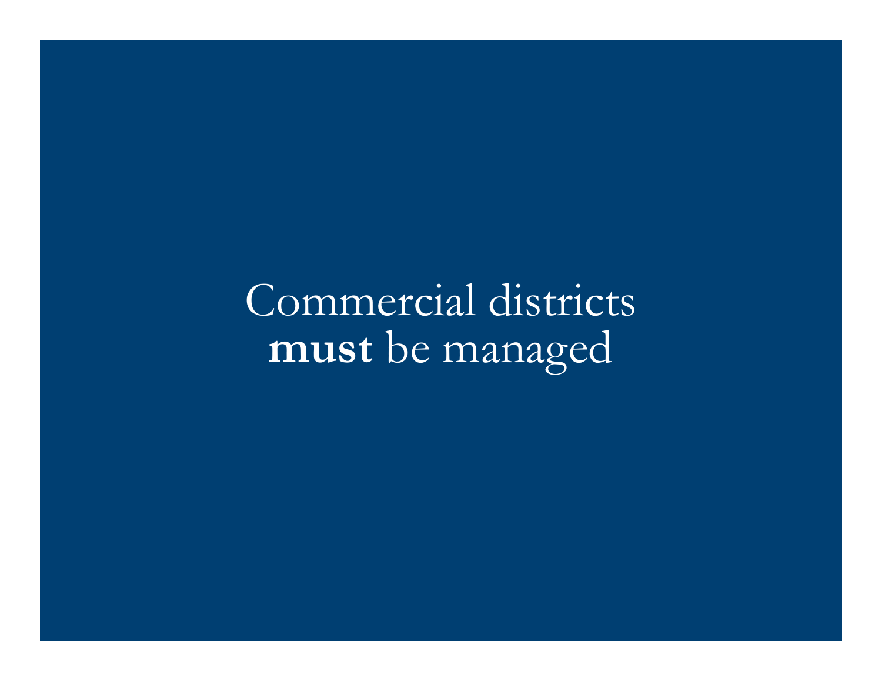Commercial districts **must** be managed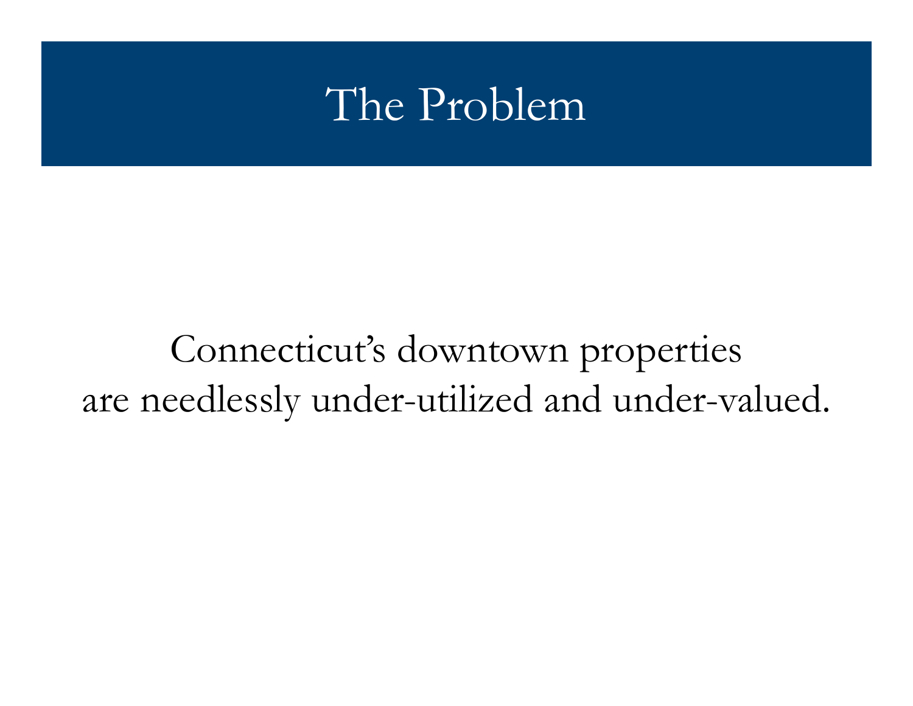# The Problem

Connecticut's downtown properties are needlessly under-utilized and under-valued.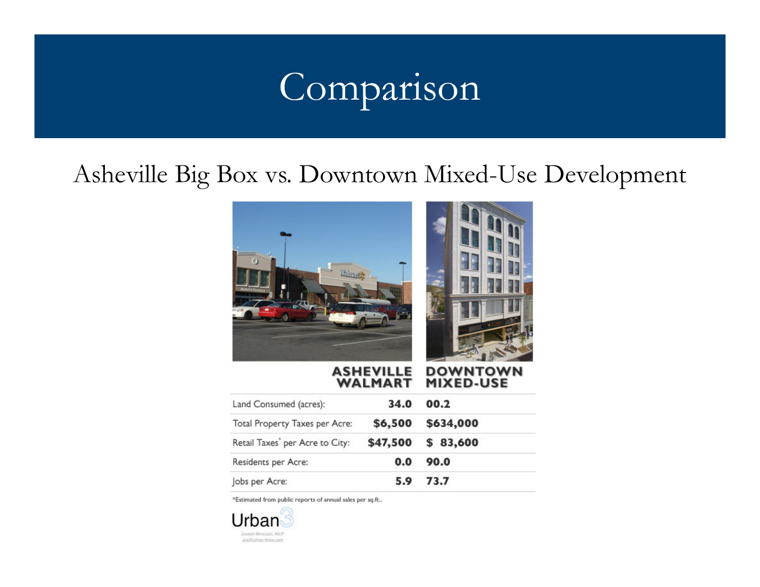# Comparison

Asheville Big Box vs. Downtown Mixed-Use Development

| | ASHEVILLE WALMART | DOWNTOWN MIXED-USE |
|---|---|---|
| Land Consumed (acres): | 34.0 | 00.2 |
| Total Property Taxes per Acre: | $6,500 | $634,000 |
| Retail Taxes* per Acre to City: | $47,500 | $ 83,600 |
| Residents per Acre: | 0.0 | 90.0 |
| Jobs per Acre: | 5.9 | 73.7 |

*Estimated from public reports of annual sales per sq.ft..

Urban3

Joseph Minicozzi, AICP
Joe@urban-three.com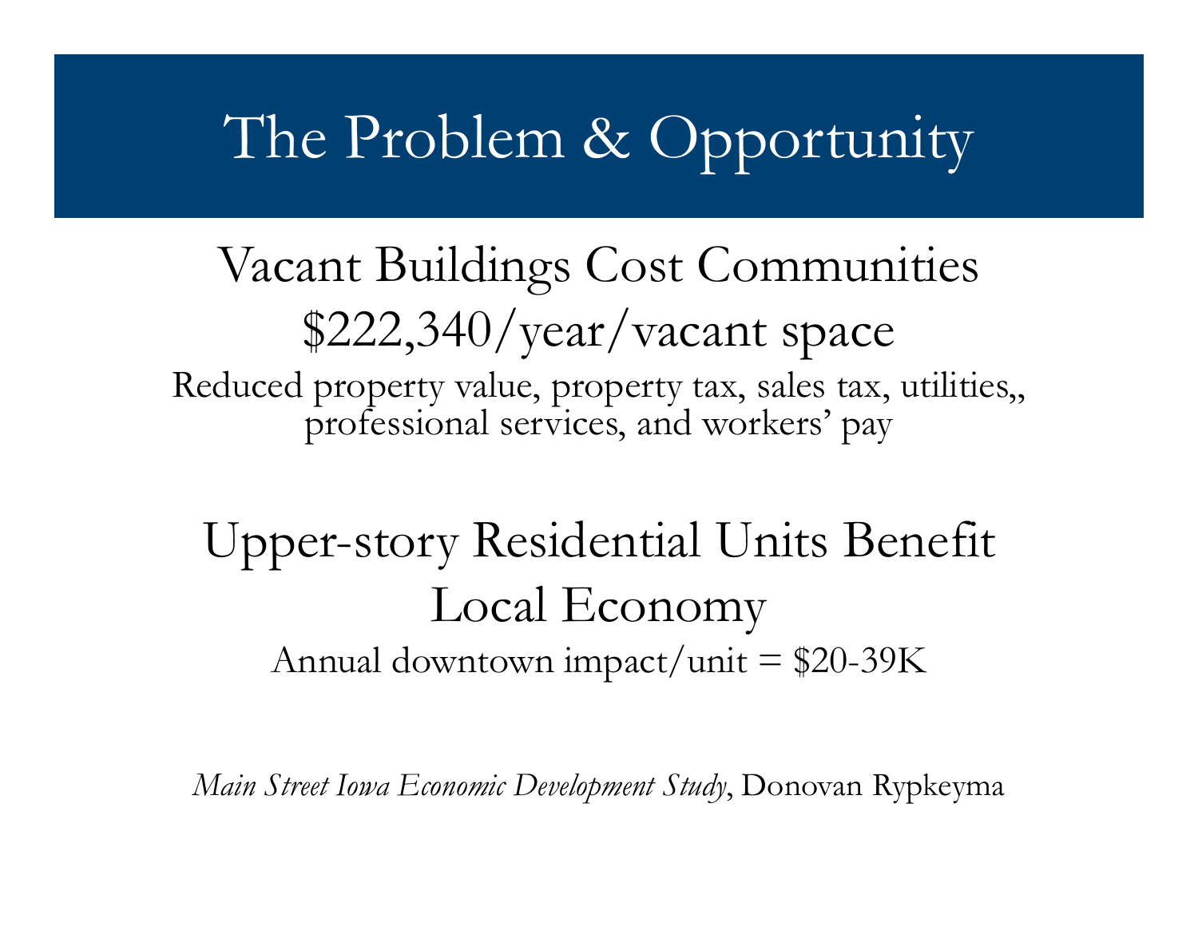# The Problem & Opportunity

## Vacant Buildings Cost Communities $222,340/year/vacant space

Reduced property value, property tax, sales tax, utilities,, professional services, and workers' pay

## Upper-story Residential Units Benefit Local Economy

Annual downtown impact/unit = $20-39K

*Main Street Iowa Economic Development Study*, Donovan Rypkeyma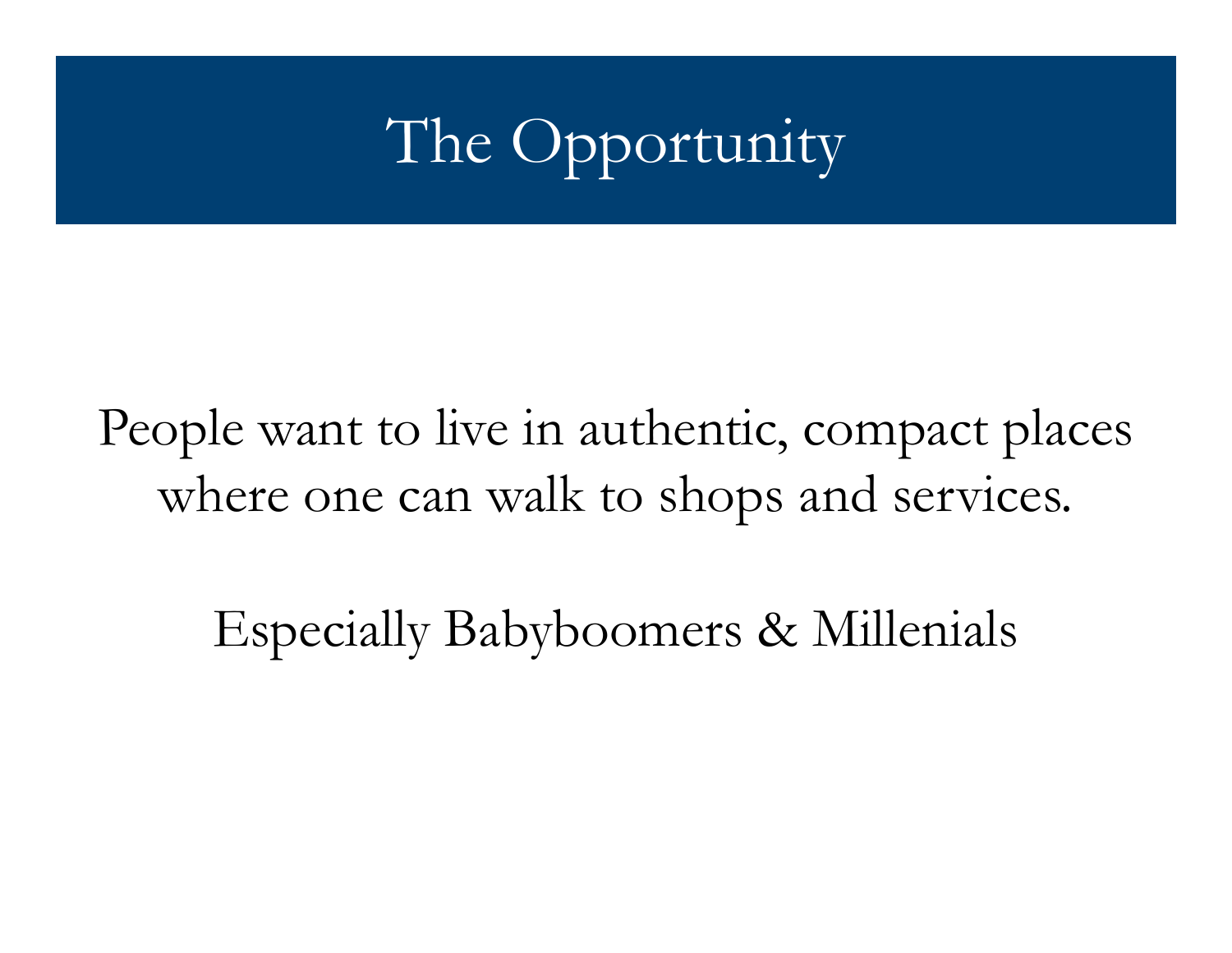# The Opportunity

People want to live in authentic, compact places where one can walk to shops and services.

Especially Babyboomers & Millenials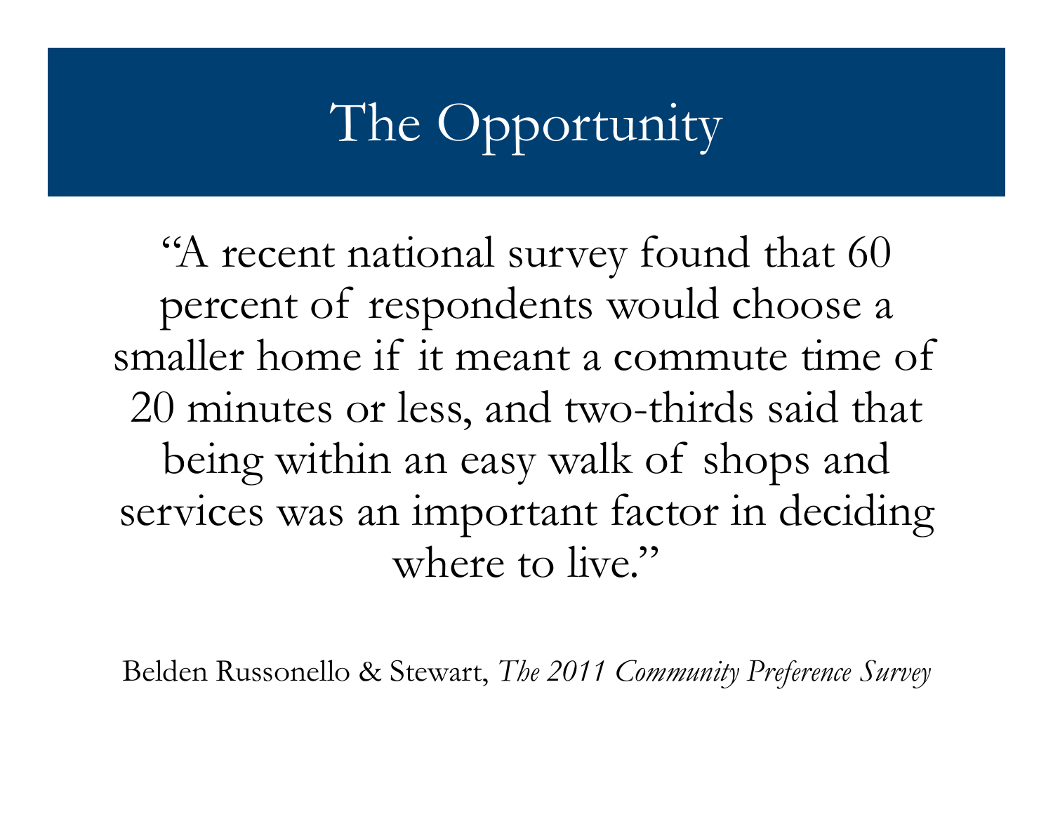# The Opportunity

"A recent national survey found that 60 percent of respondents would choose a smaller home if it meant a commute time of 20 minutes or less, and two-thirds said that being within an easy walk of shops and services was an important factor in deciding where to live."

Belden Russonello & Stewart, *The 2011 Community Preference Survey*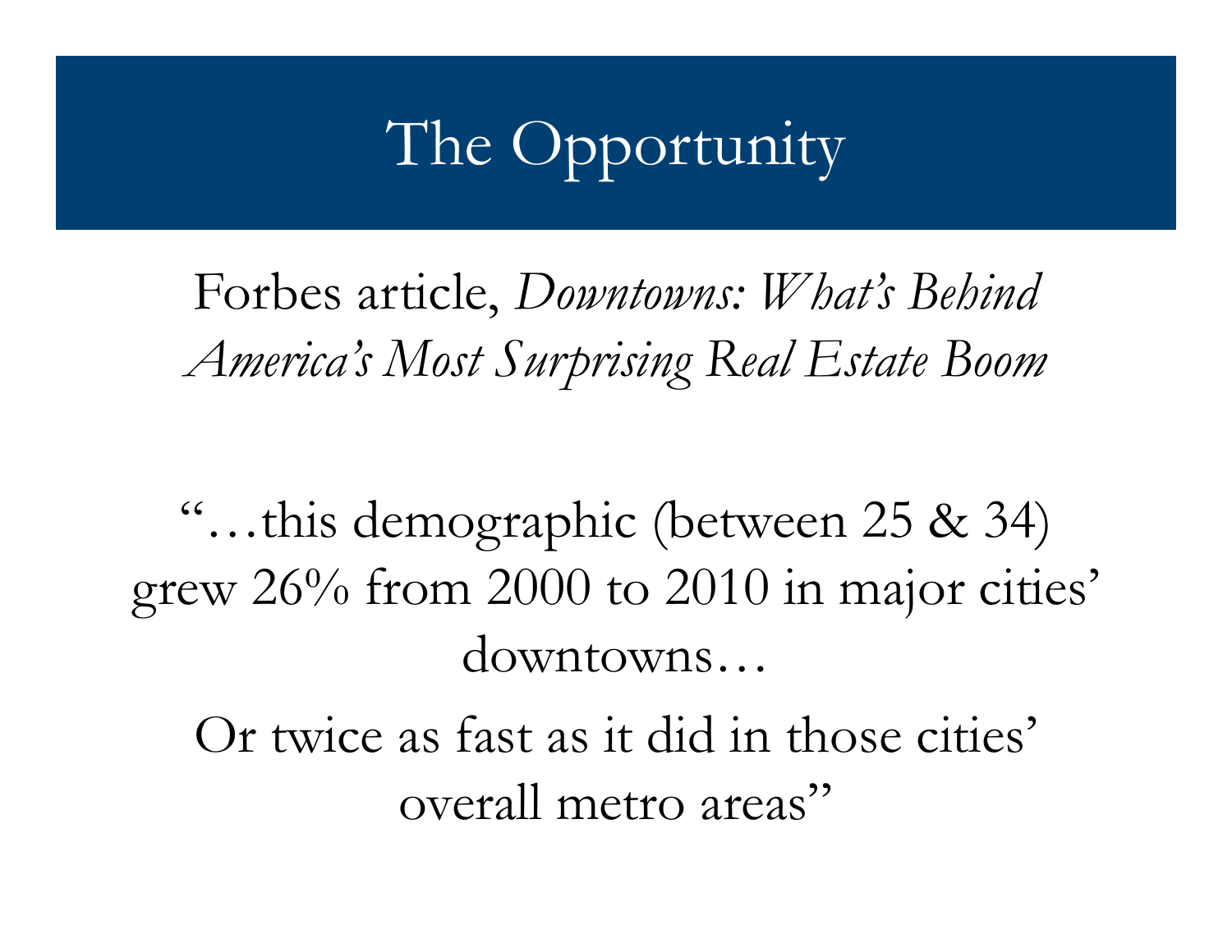# The Opportunity

Forbes article, *Downtowns: What's Behind America's Most Surprising Real Estate Boom*

"…this demographic (between 25 & 34) grew 26% from 2000 to 2010 in major cities' downtowns…

Or twice as fast as it did in those cities' overall metro areas"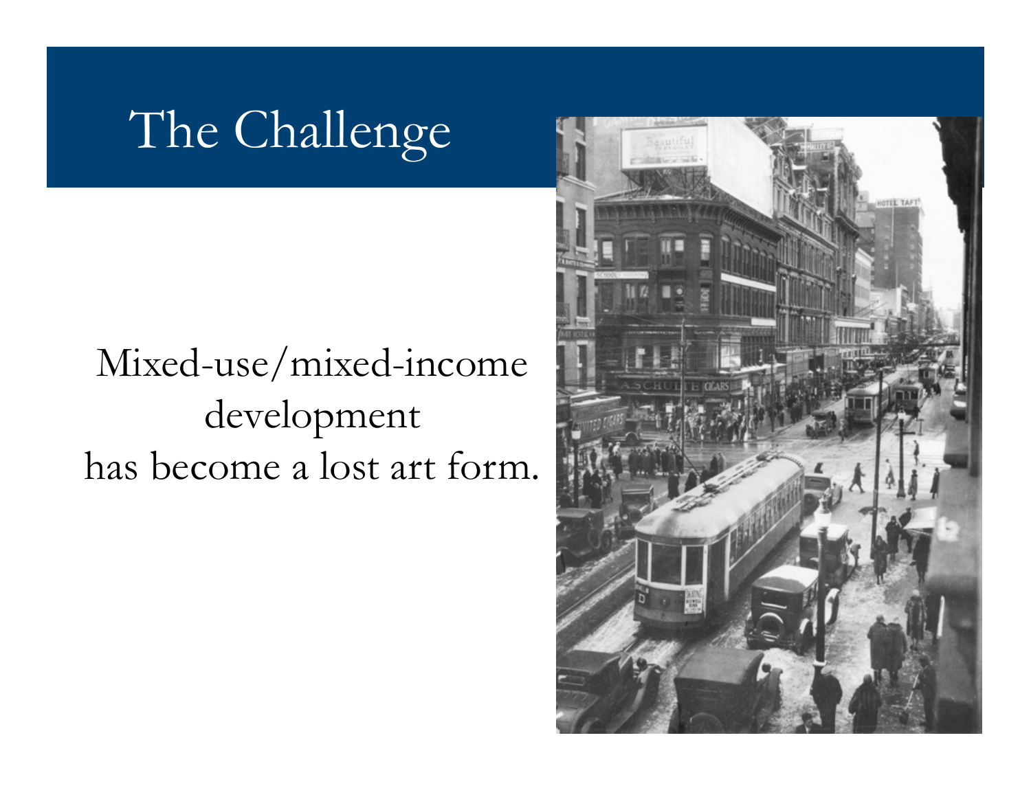# The Challenge

Mixed-use/mixed-income development has become a lost art form.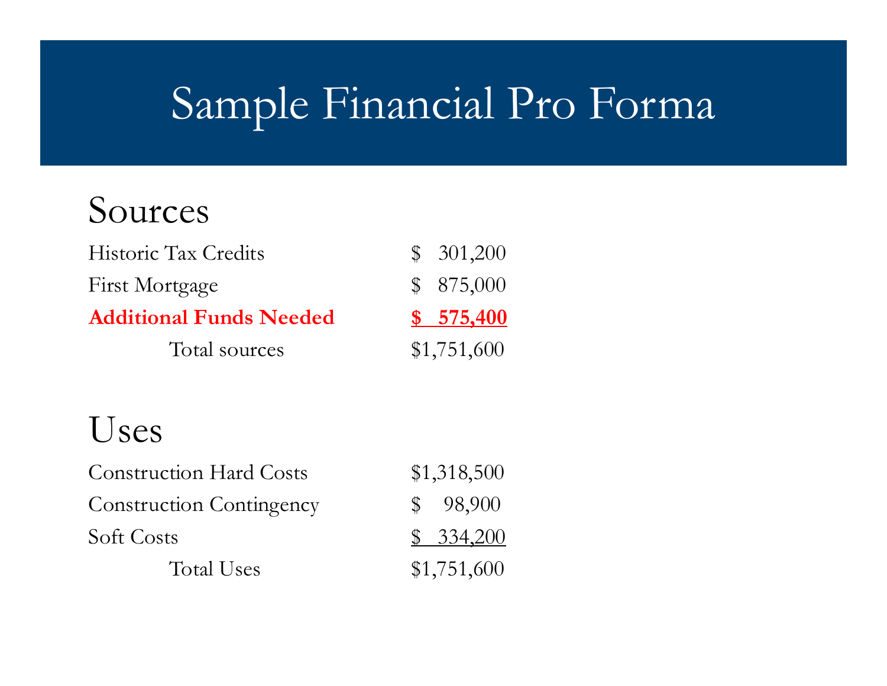# Sample Financial Pro Forma

## Sources

| | |
|---|---|
| Historic Tax Credits | $ 301,200 |
| First Mortgage | $ 875,000 |
| **Additional Funds Needed** | **$ 575,400** |
| Total sources | $1,751,600 |

## Uses

| | |
|---|---|
| Construction Hard Costs | $1,318,500 |
| Construction Contingency | $ 98,900 |
| Soft Costs | $ 334,200 |
| Total Uses | $1,751,600 |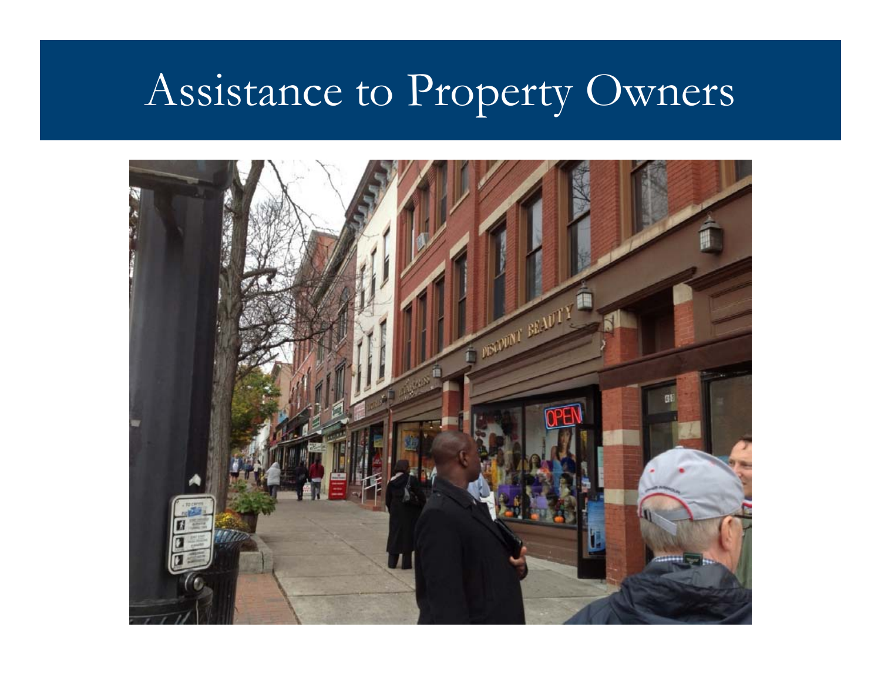# Assistance to Property Owners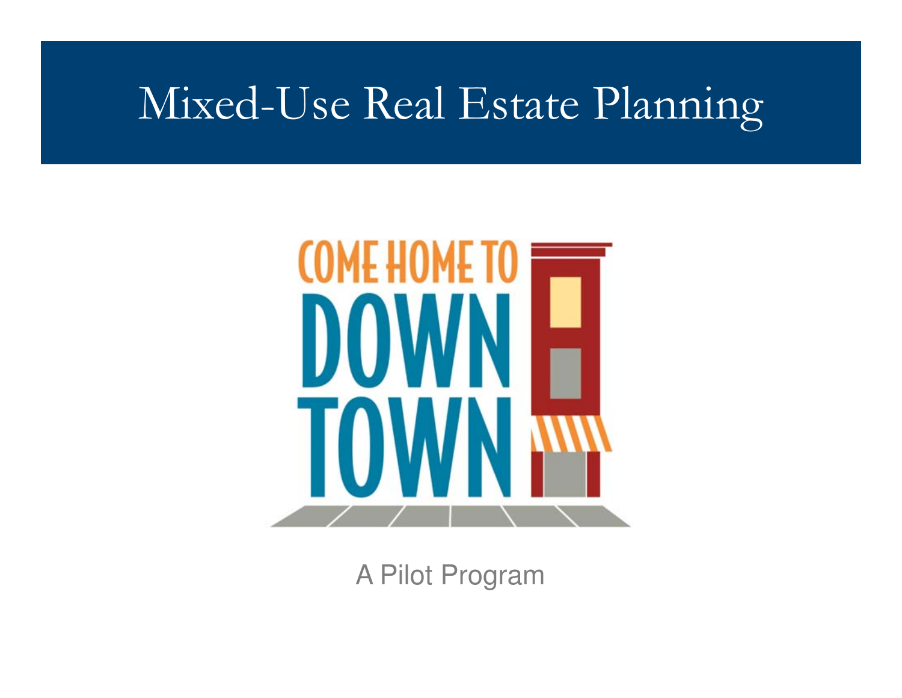# Mixed-Use Real Estate Planning

COME HOME TO DOWNTOWN

A Pilot Program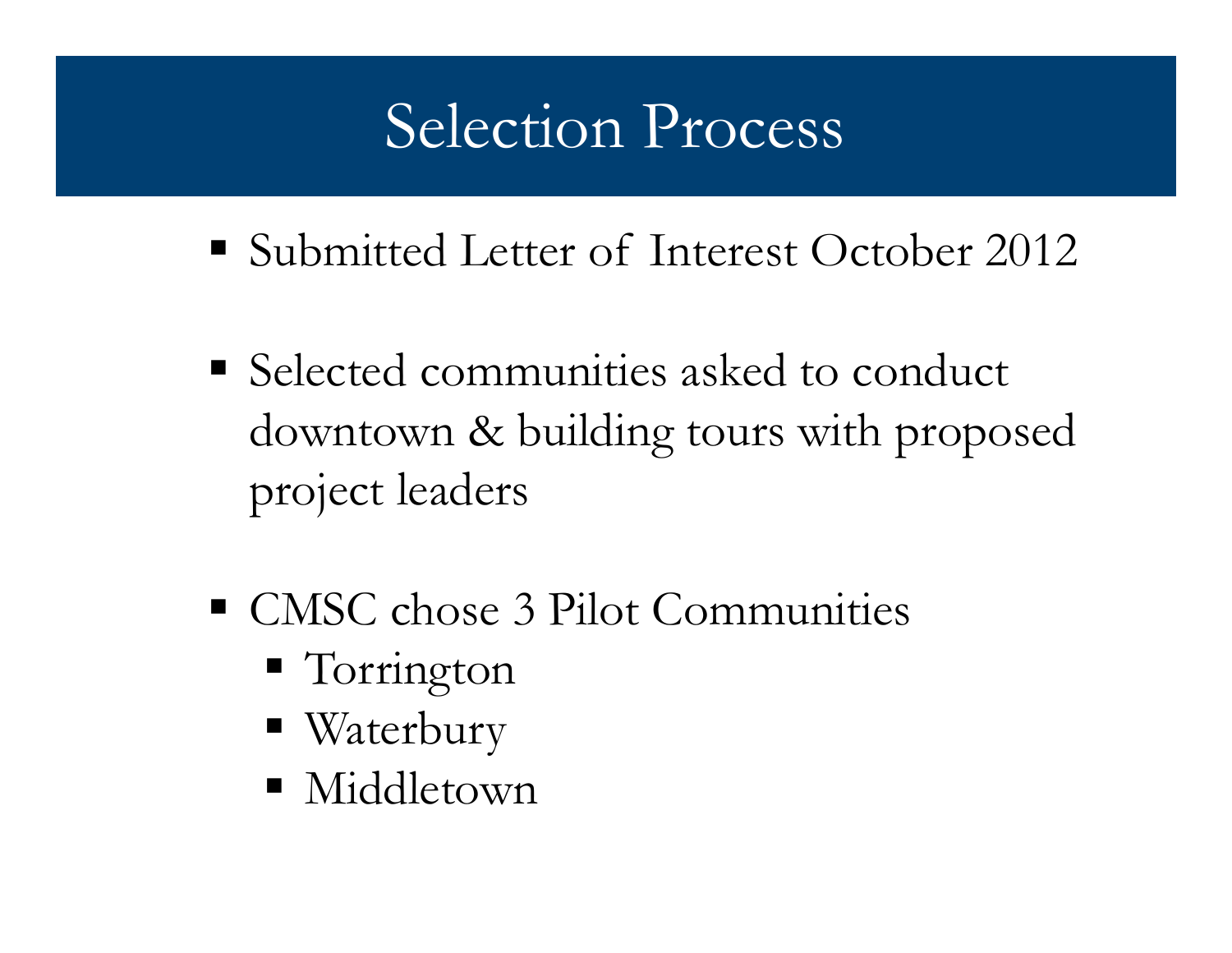# Selection Process

- Submitted Letter of Interest October 2012
- Selected communities asked to conduct downtown & building tours with proposed project leaders
- CMSC chose 3 Pilot Communities
  - Torrington
  - Waterbury
  - Middletown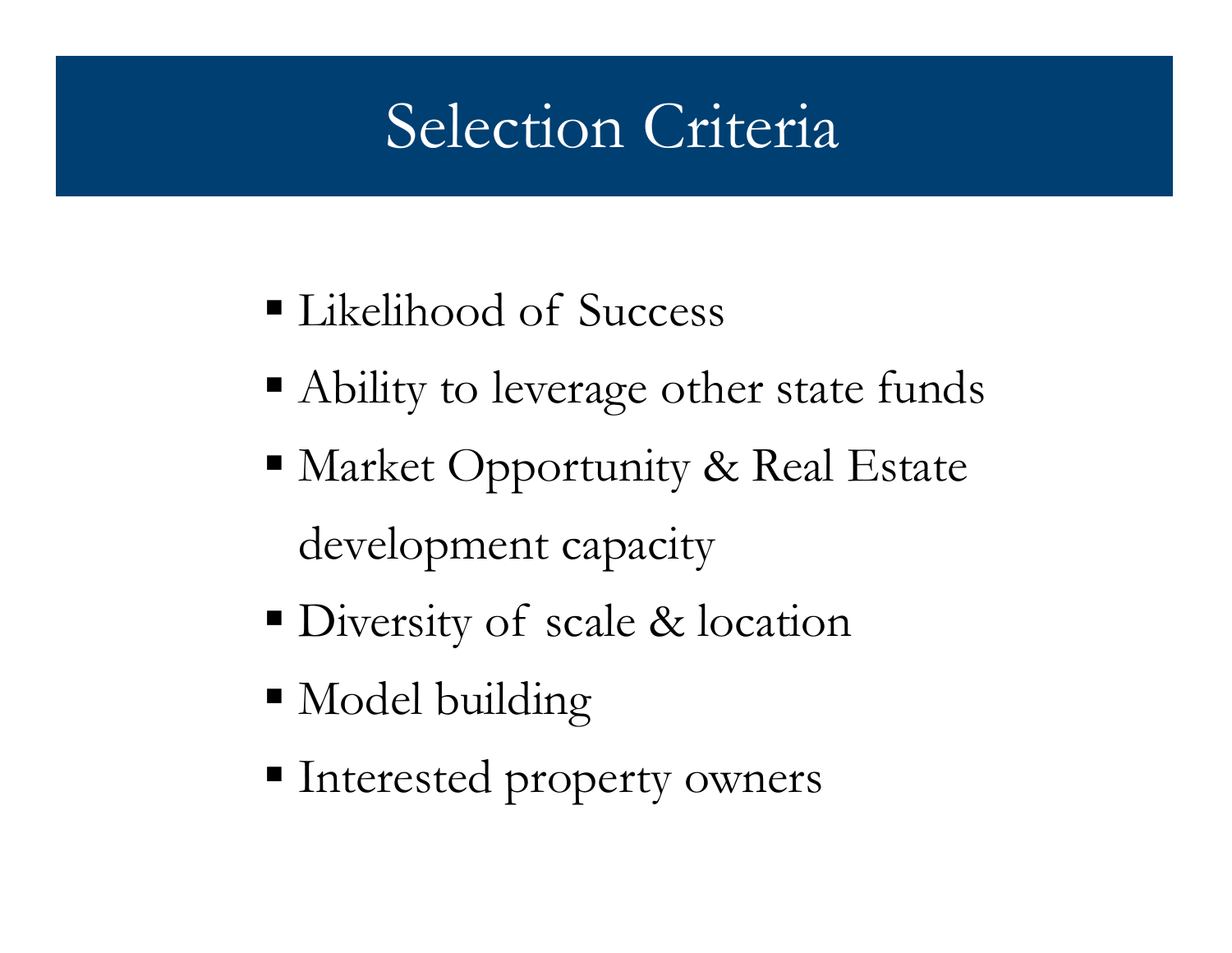# Selection Criteria

- Likelihood of Success
- Ability to leverage other state funds
- Market Opportunity & Real Estate development capacity
- Diversity of scale & location
- Model building
- Interested property owners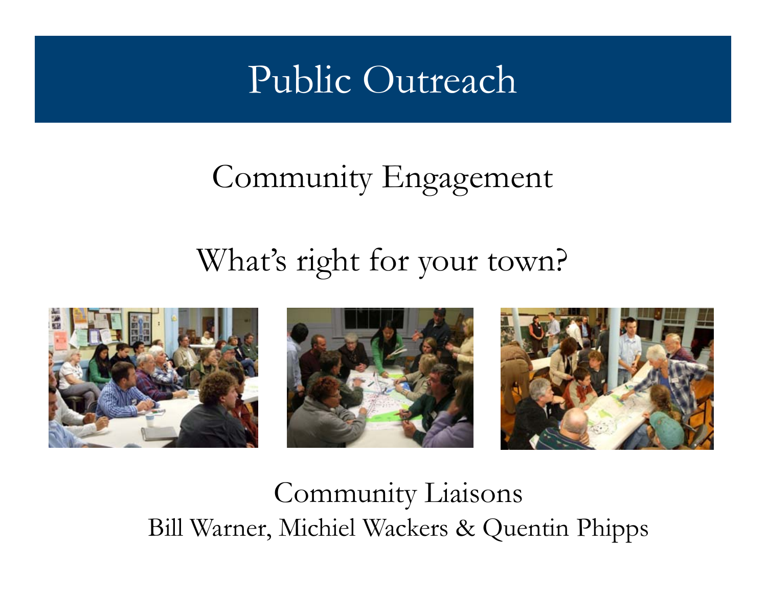# Public Outreach

## Community Engagement

## What's right for your town?

Community Liaisons

Bill Warner, Michiel Wackers & Quentin Phipps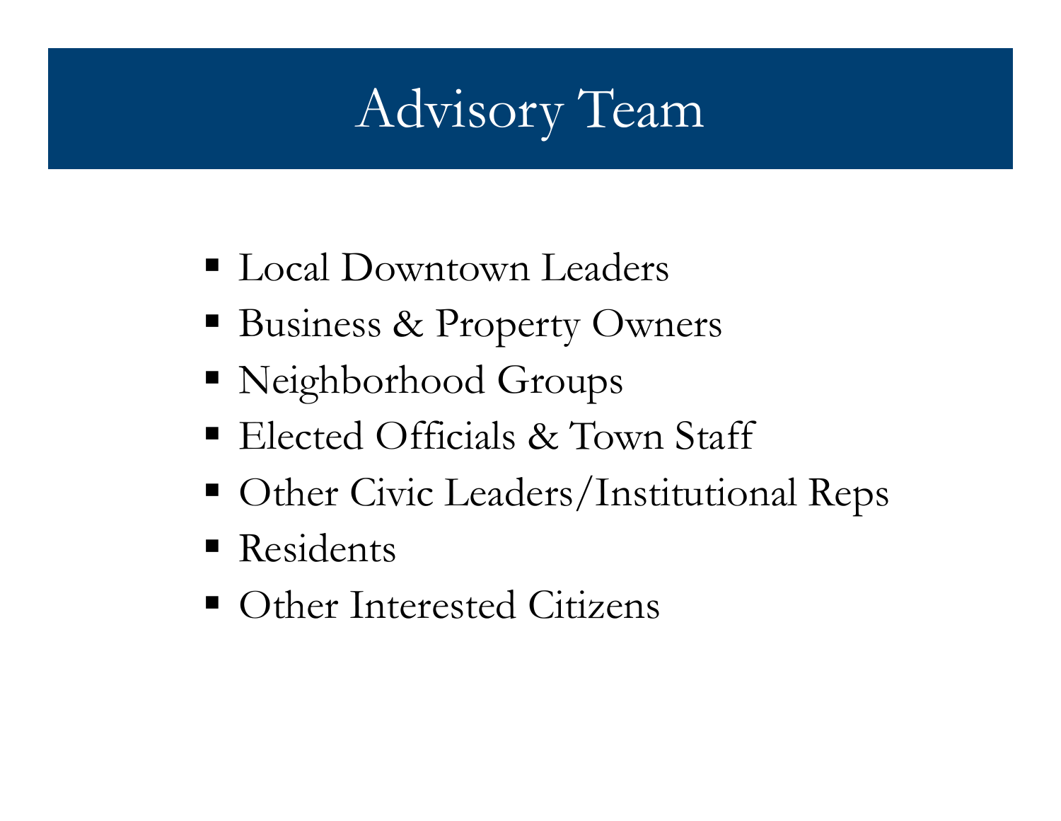# Advisory Team

- Local Downtown Leaders
- Business & Property Owners
- Neighborhood Groups
- Elected Officials & Town Staff
- Other Civic Leaders/Institutional Reps
- Residents
- Other Interested Citizens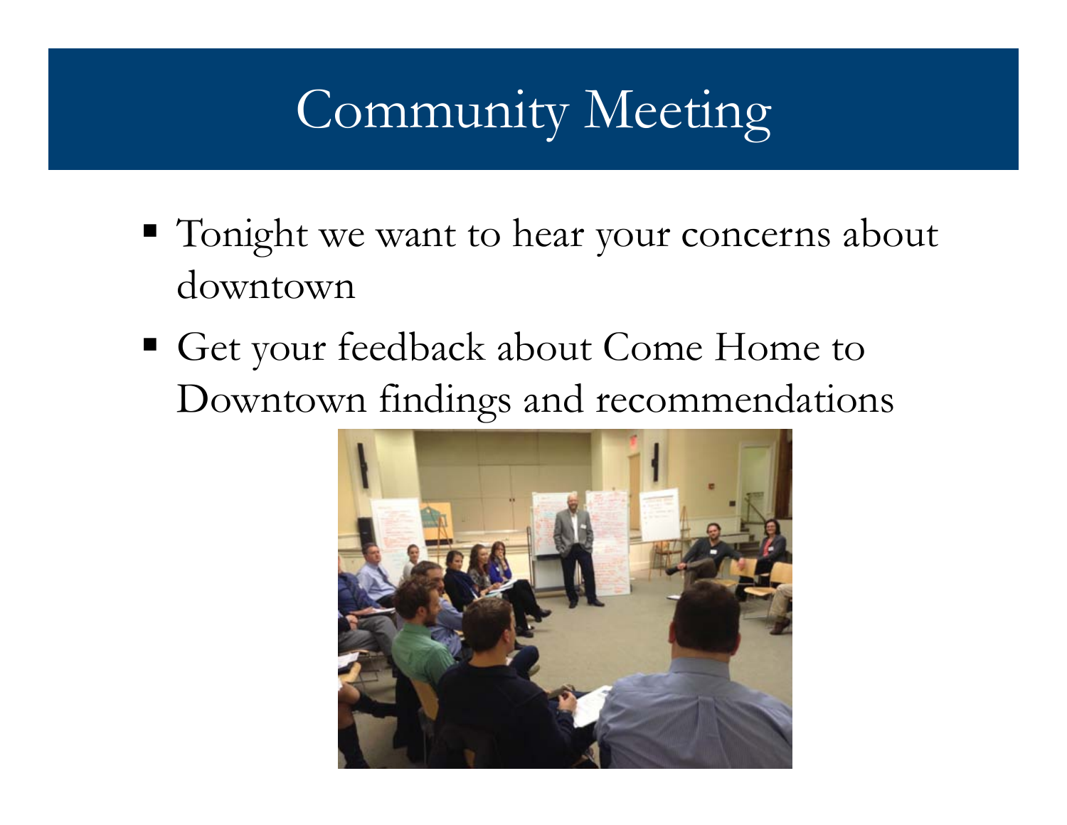# Community Meeting

- Tonight we want to hear your concerns about downtown
- Get your feedback about Come Home to Downtown findings and recommendations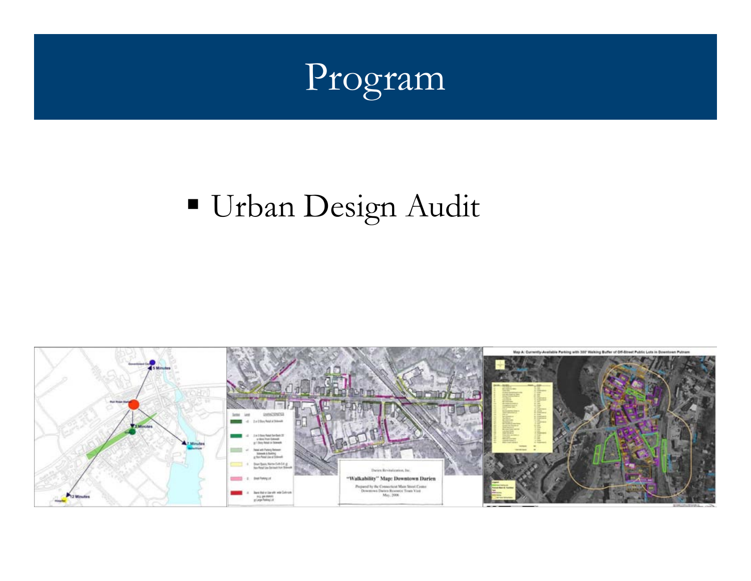# Program

- Urban Design Audit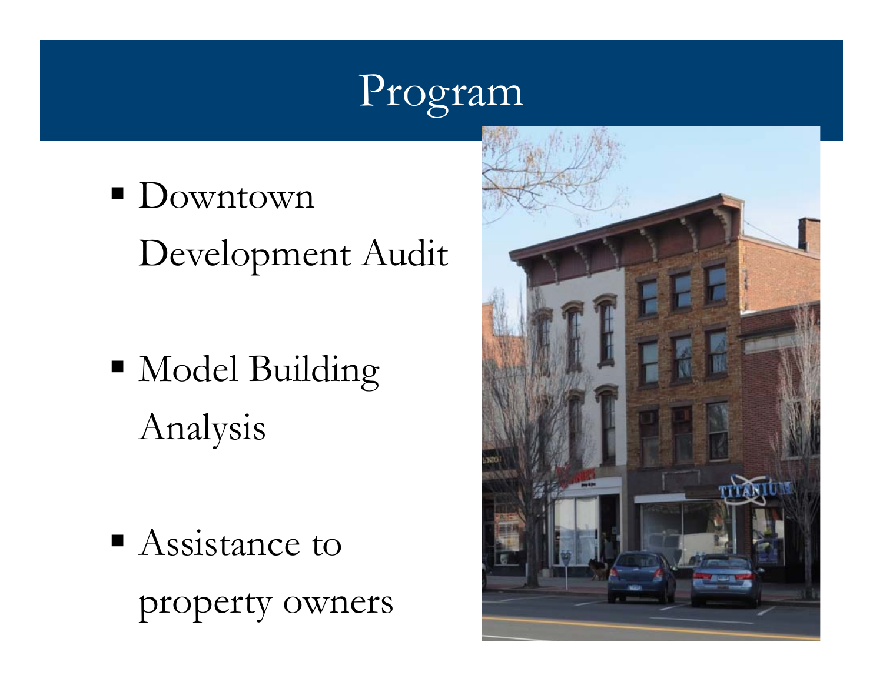# Program

- Downtown Development Audit
- Model Building Analysis
- Assistance to property owners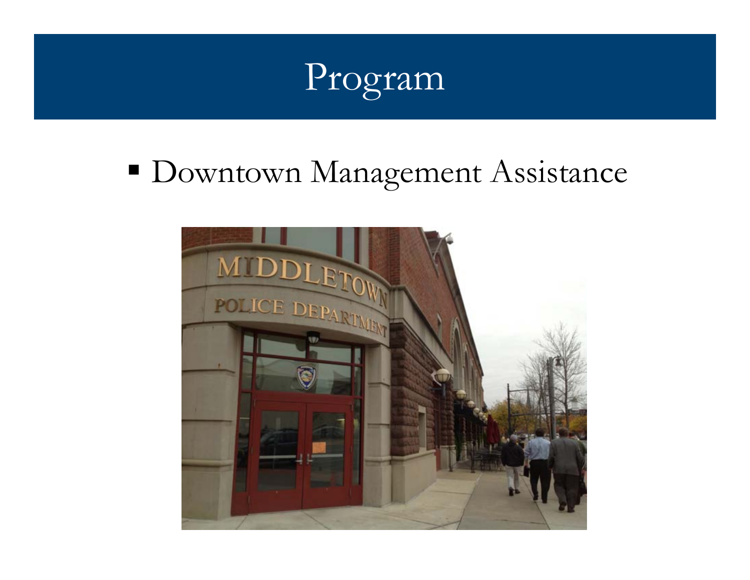# Program

- Downtown Management Assistance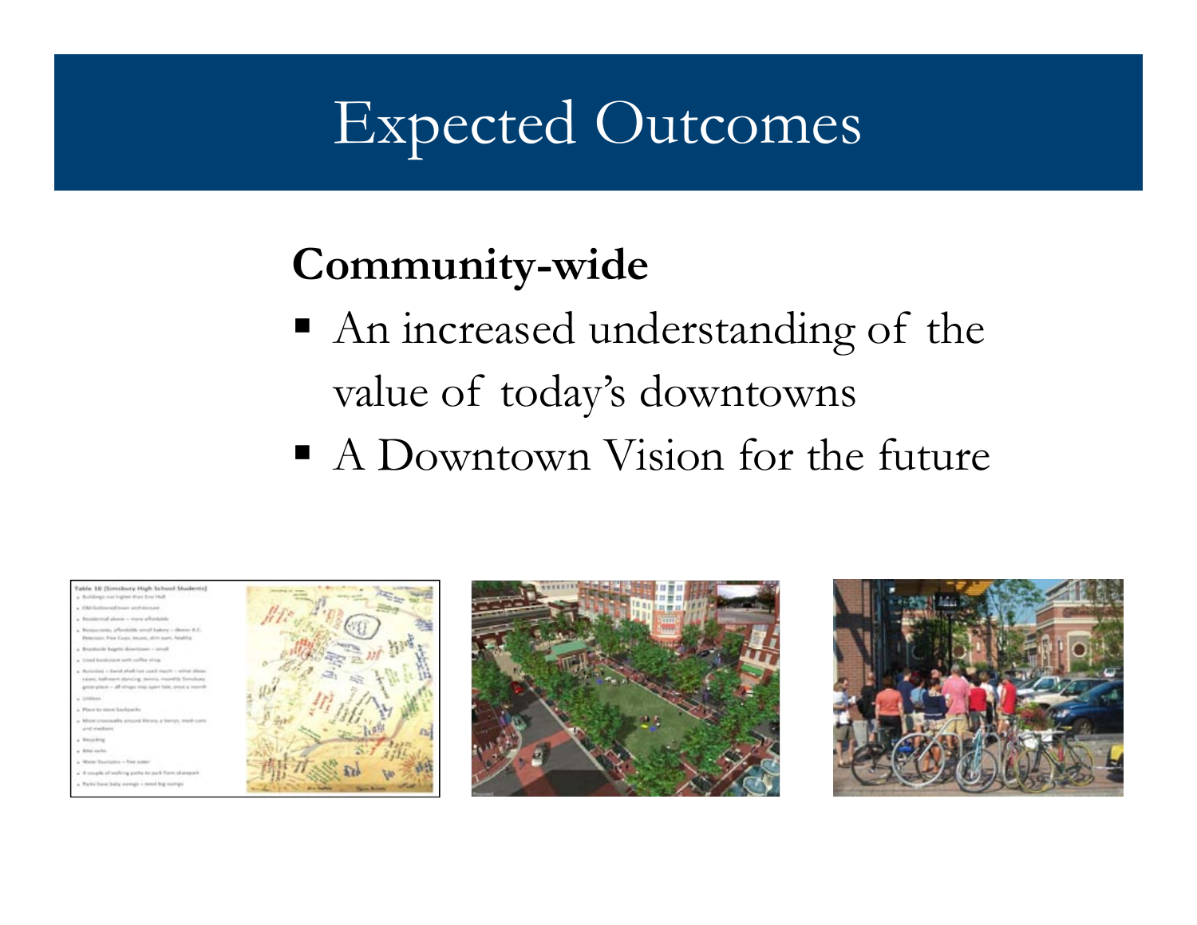# Expected Outcomes

**Community-wide**

- An increased understanding of the value of today's downtowns
- A Downtown Vision for the future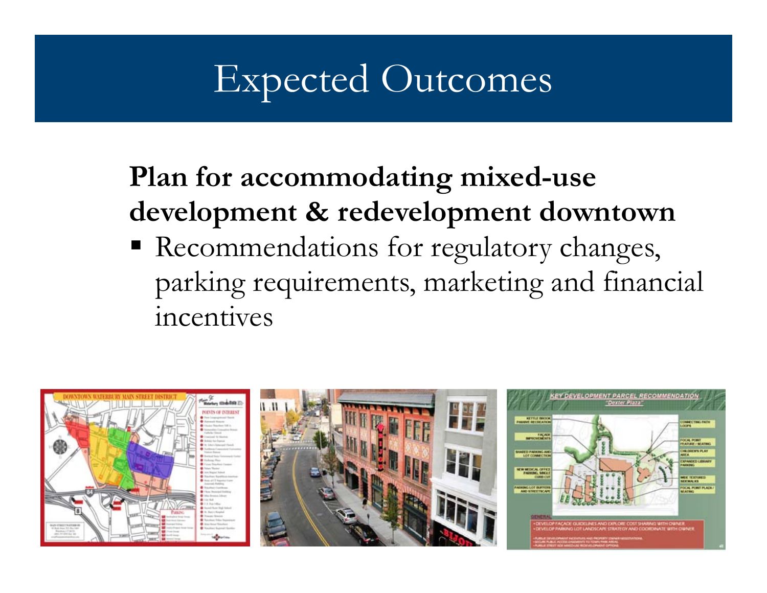# Expected Outcomes

**Plan for accommodating mixed-use development & redevelopment downtown**

- Recommendations for regulatory changes, parking requirements, marketing and financial incentives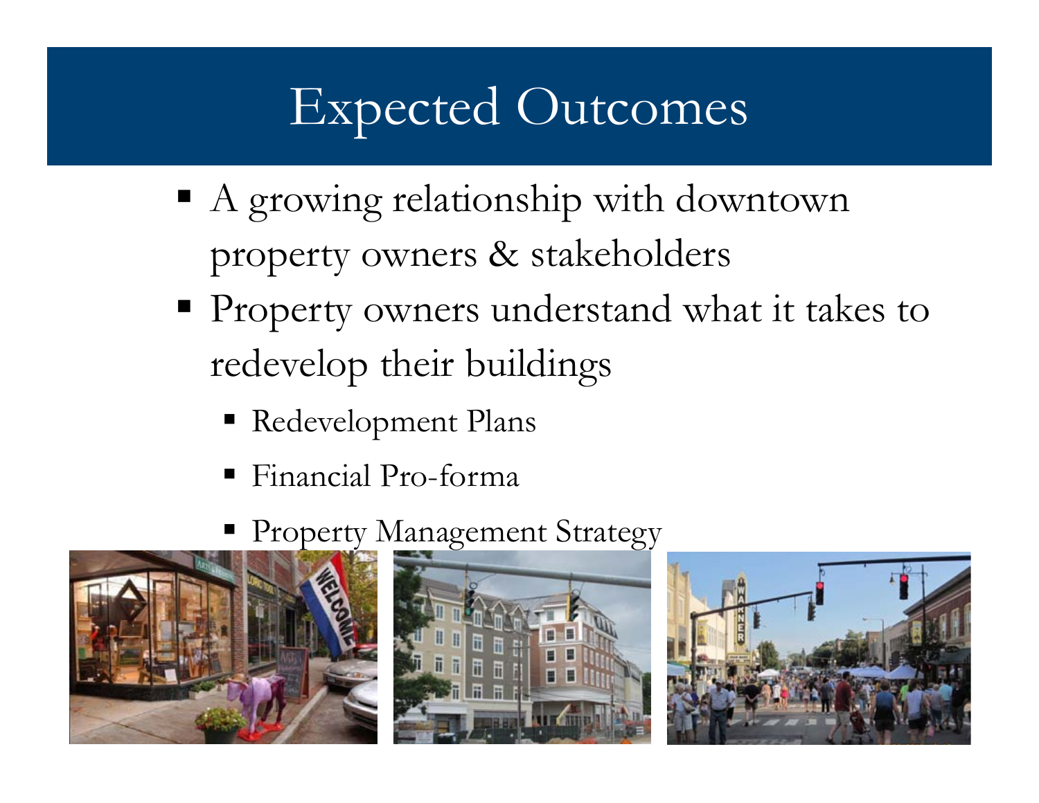# Expected Outcomes

- A growing relationship with downtown property owners & stakeholders
- Property owners understand what it takes to redevelop their buildings
  - Redevelopment Plans
  - Financial Pro-forma
  - Property Management Strategy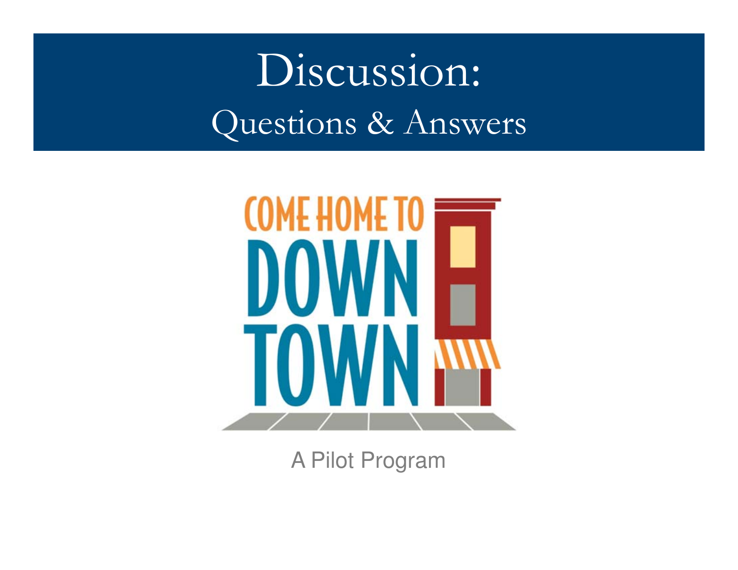# Discussion:

## Questions & Answers

COME HOME TO DOWNTOWN

A Pilot Program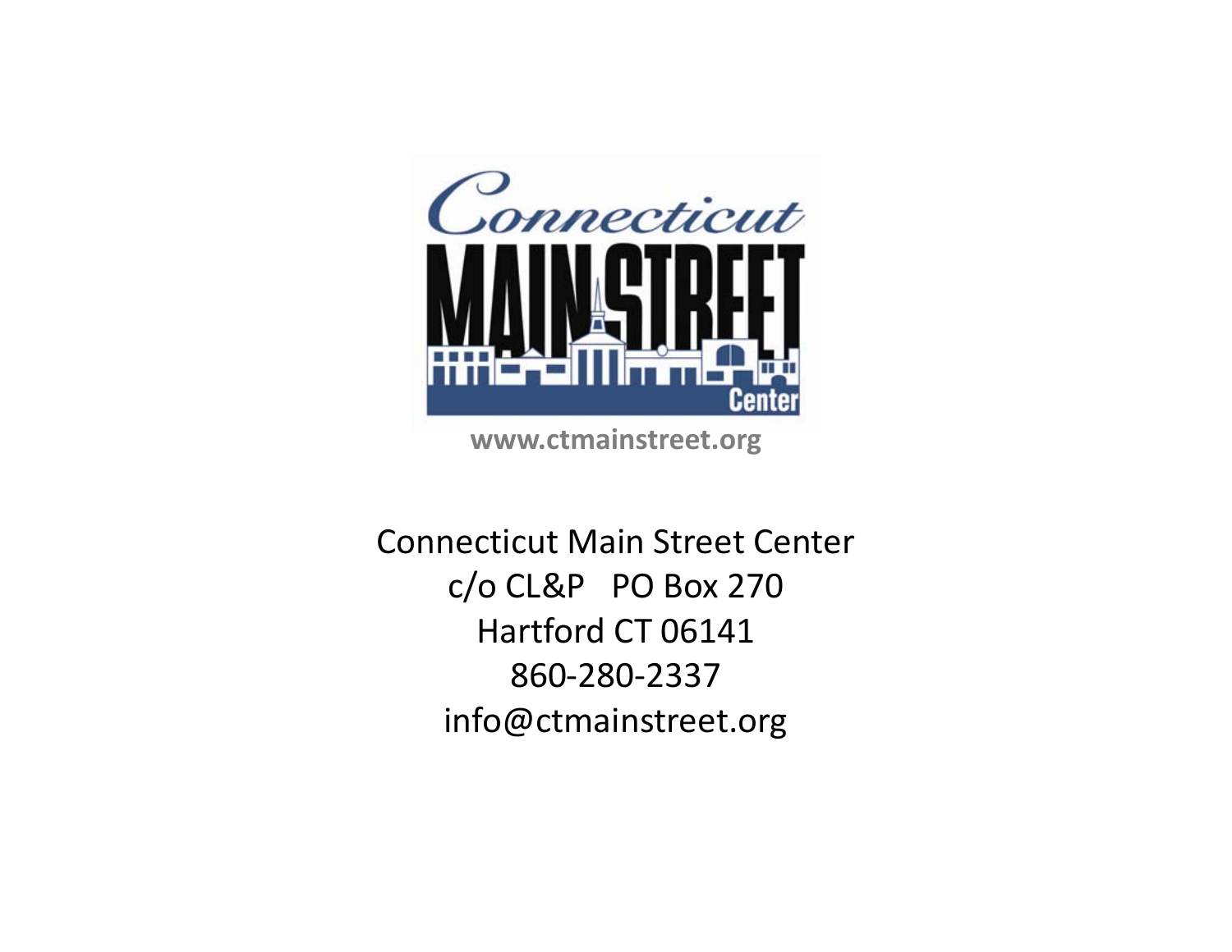www.ctmainstreet.org

Connecticut Main Street Center
c/o CL&P PO Box 270
Hartford CT 06141
860-280-2337
info@ctmainstreet.org